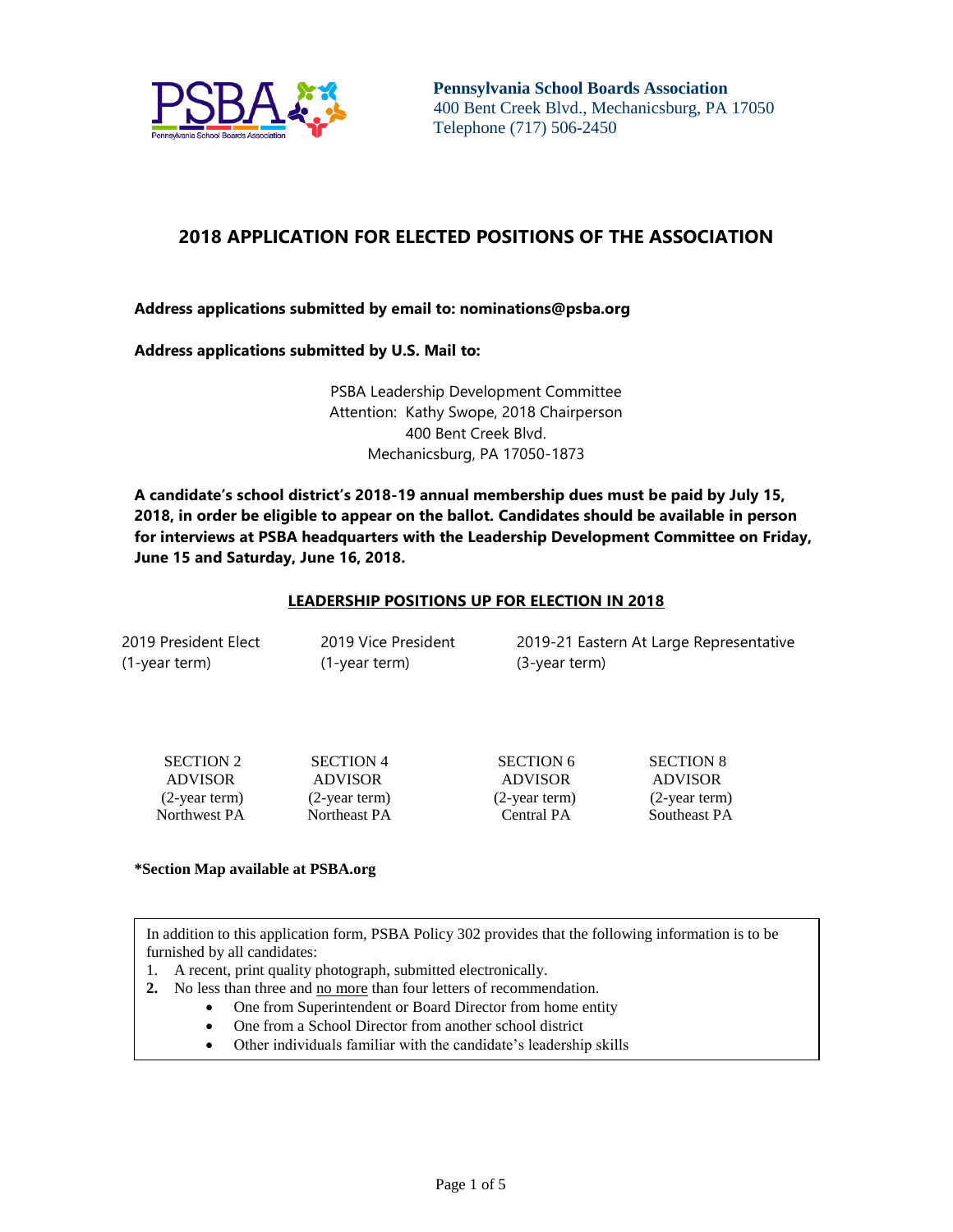**Pennsylvania School Boards Association**
400 Bent Creek Blvd., Mechanicsburg, PA 17050
Telephone (717) 506-2450

# 2018 APPLICATION FOR ELECTED POSITIONS OF THE ASSOCIATION

**Address applications submitted by email to: nominations@psba.org**

**Address applications submitted by U.S. Mail to:**

PSBA Leadership Development Committee
Attention: Kathy Swope, 2018 Chairperson
400 Bent Creek Blvd.
Mechanicsburg, PA 17050-1873

**A candidate's school district's 2018-19 annual membership dues must be paid by July 15, 2018, in order be eligible to appear on the ballot. Candidates should be available in person for interviews at PSBA headquarters with the Leadership Development Committee on Friday, June 15 and Saturday, June 16, 2018.**

## LEADERSHIP POSITIONS UP FOR ELECTION IN 2018

| 2019 President Elect (1-year term) | 2019 Vice President (1-year term) | 2019-21 Eastern At Large Representative (3-year term) |
|---|---|---|

| SECTION 2 ADVISOR (2-year term) Northwest PA | SECTION 4 ADVISOR (2-year term) Northeast PA | SECTION 6 ADVISOR (2-year term) Central PA | SECTION 8 ADVISOR (2-year term) Southeast PA |
|---|---|---|---|

**\*Section Map available at PSBA.org**

In addition to this application form, PSBA Policy 302 provides that the following information is to be furnished by all candidates:

1. A recent, print quality photograph, submitted electronically.
2. No less than three and no more than four letters of recommendation.
   - One from Superintendent or Board Director from home entity
   - One from a School Director from another school district
   - Other individuals familiar with the candidate's leadership skills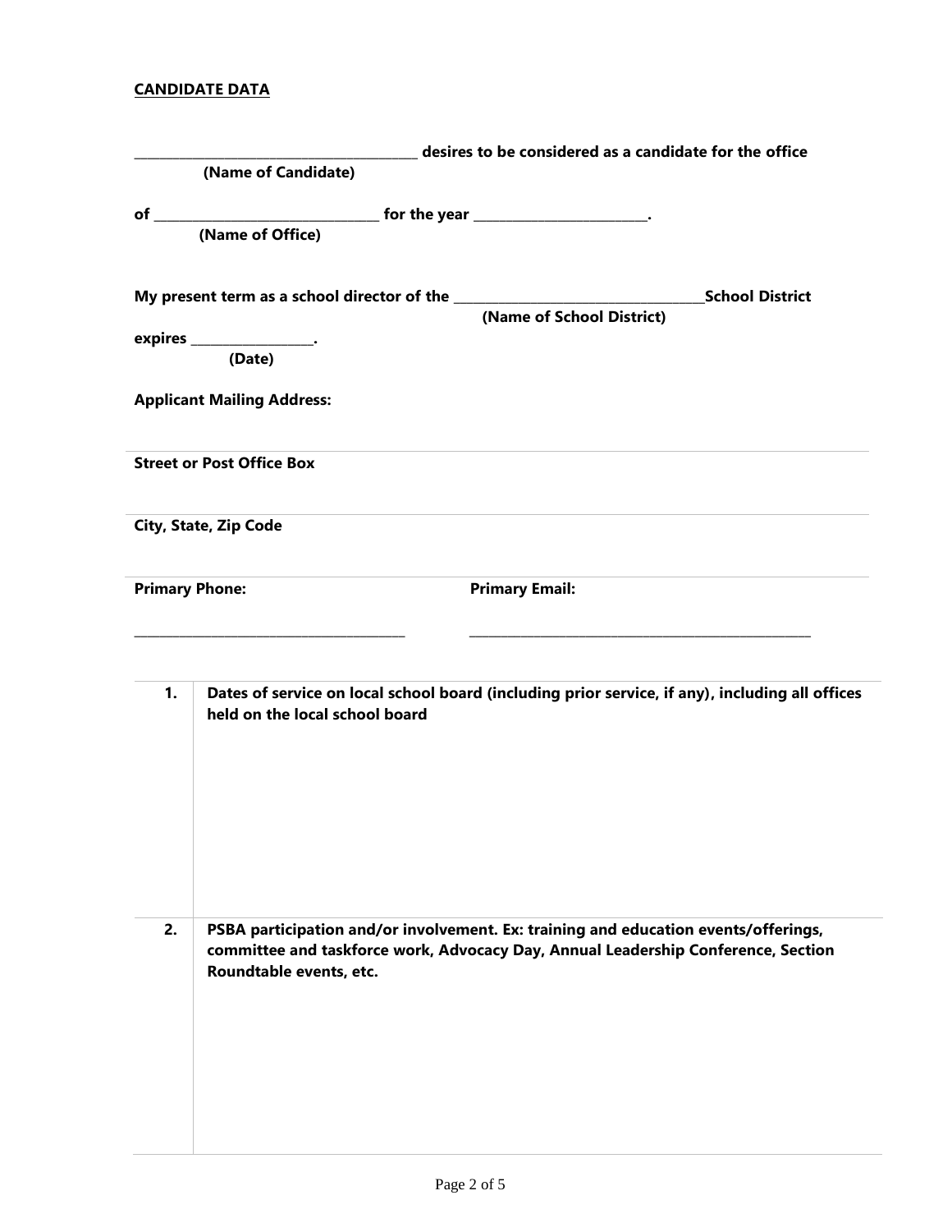**CANDIDATE DATA**

________________________________________ **desires to be considered as a candidate for the office**
**(Name of Candidate)**

**of** ________________________________ **for the year** _________________________.
**(Name of Office)**

**My present term as a school director of the** ____________________________________**School District**
**(Name of School District)**

**expires** _________________.
**(Date)**

**Applicant Mailing Address:**

**Street or Post Office Box**

**City, State, Zip Code**

**Primary Phone:** ________________________________________

**Primary Email:** ____________________________________________________

| | |
|---|---|
| **1.** | **Dates of service on local school board (including prior service, if any), including all offices held on the local school board** |
| **2.** | **PSBA participation and/or involvement. Ex: training and education events/offerings, committee and taskforce work, Advocacy Day, Annual Leadership Conference, Section Roundtable events, etc.** |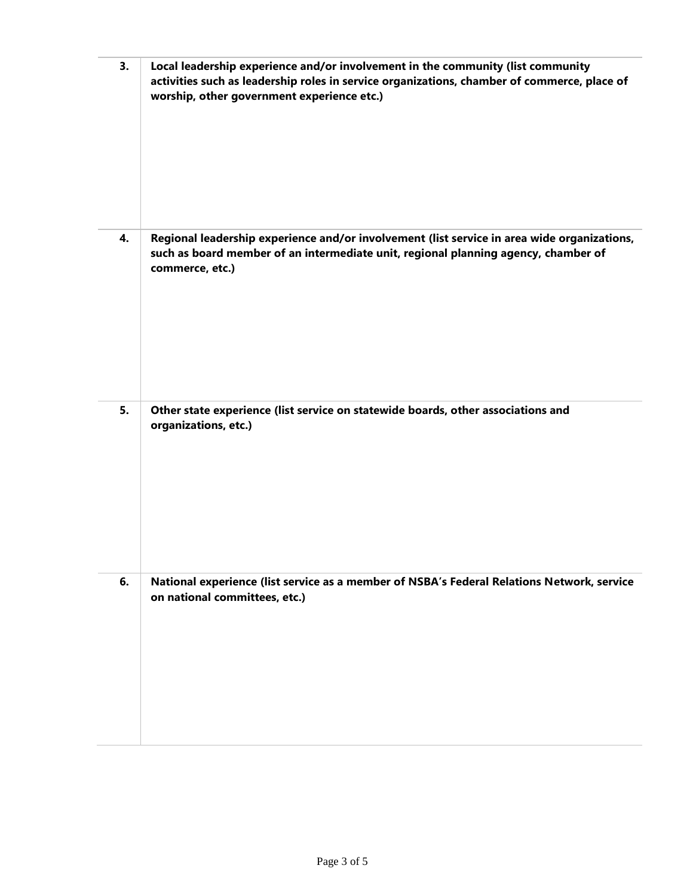| | |
|---|---|
| **3.** | **Local leadership experience and/or involvement in the community (list community activities such as leadership roles in service organizations, chamber of commerce, place of worship, other government experience etc.)** |
| **4.** | **Regional leadership experience and/or involvement (list service in area wide organizations, such as board member of an intermediate unit, regional planning agency, chamber of commerce, etc.)** |
| **5.** | **Other state experience (list service on statewide boards, other associations and organizations, etc.)** |
| **6.** | **National experience (list service as a member of NSBA's Federal Relations Network, service on national committees, etc.)** |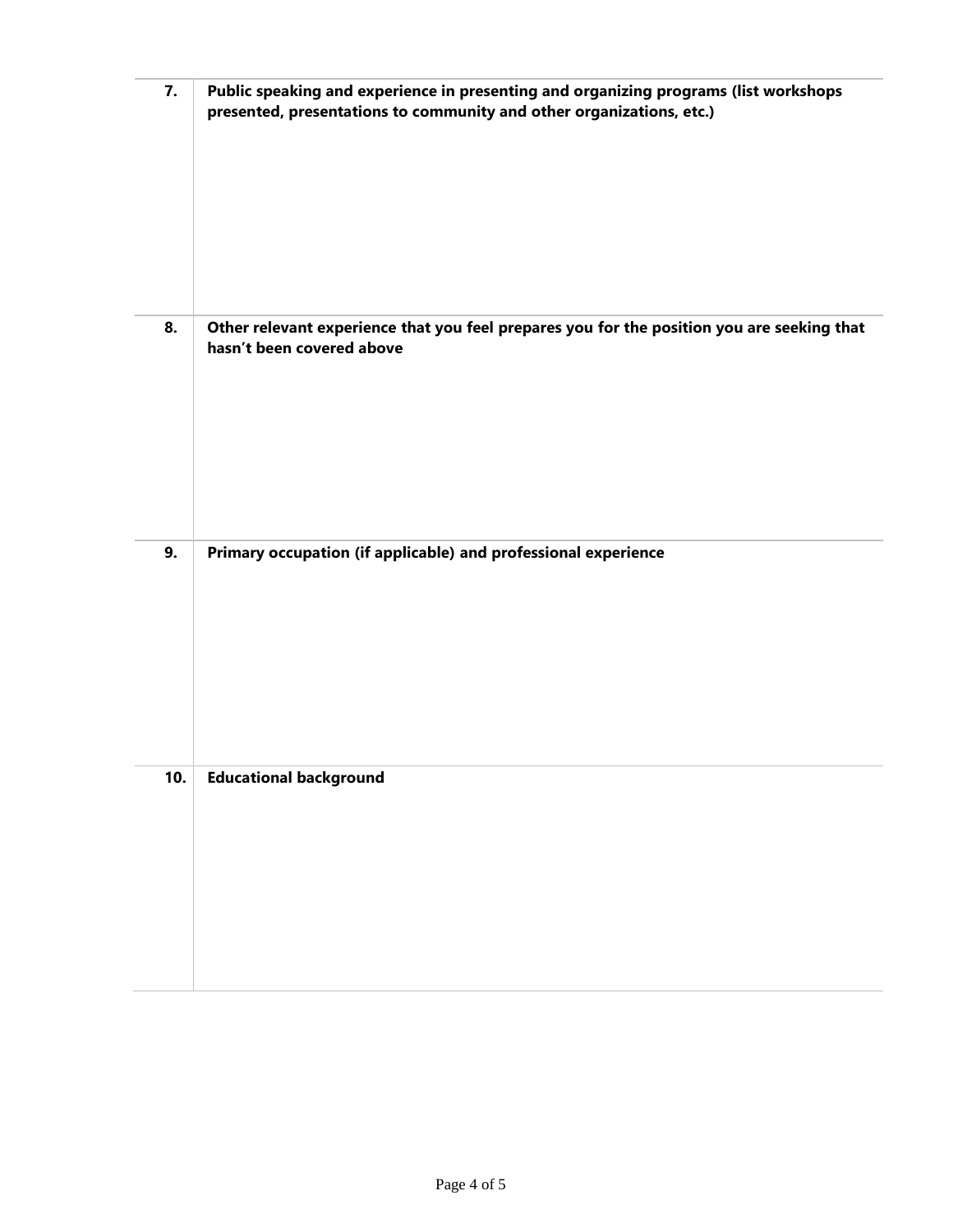| | |
|---|---|
| **7.** | **Public speaking and experience in presenting and organizing programs (list workshops presented, presentations to community and other organizations, etc.)** |
| **8.** | **Other relevant experience that you feel prepares you for the position you are seeking that hasn’t been covered above** |
| **9.** | **Primary occupation (if applicable) and professional experience** |
| **10.** | **Educational background** |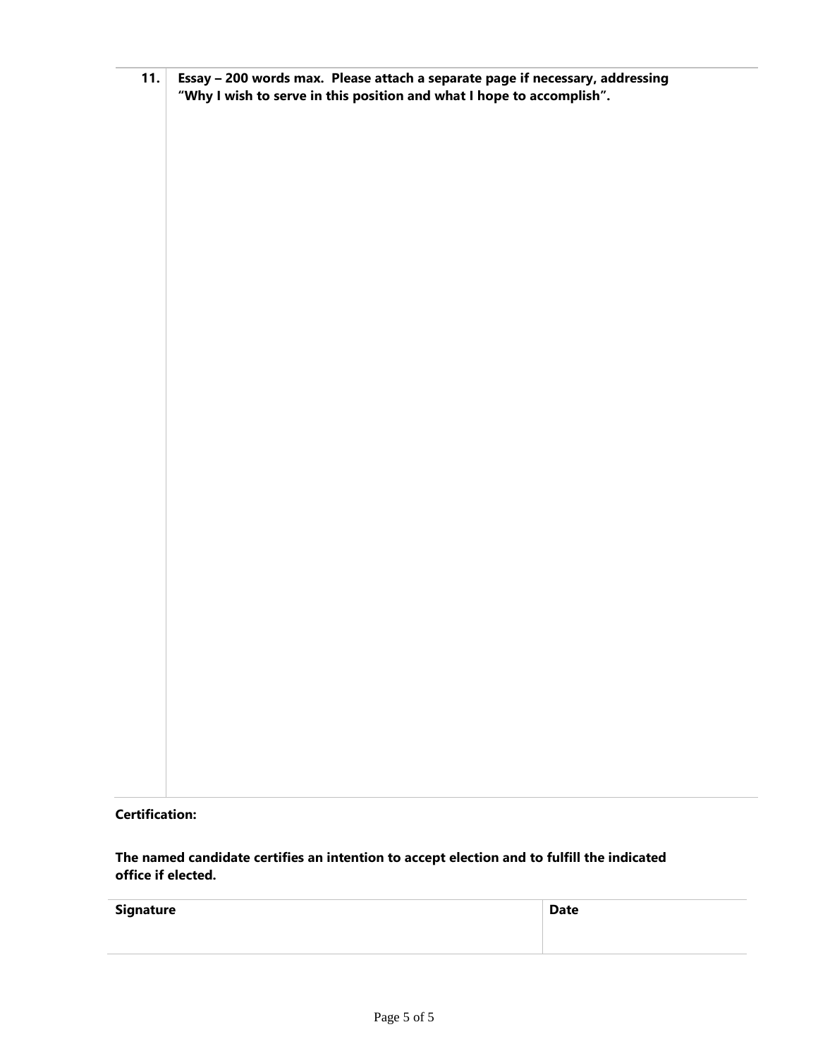| | |
|---|---|
| **11.** | **Essay – 200 words max. Please attach a separate page if necessary, addressing "Why I wish to serve in this position and what I hope to accomplish".** |

**Certification:**

**The named candidate certifies an intention to accept election and to fulfill the indicated office if elected.**

| **Signature** | **Date** |
|---|---|
| | |